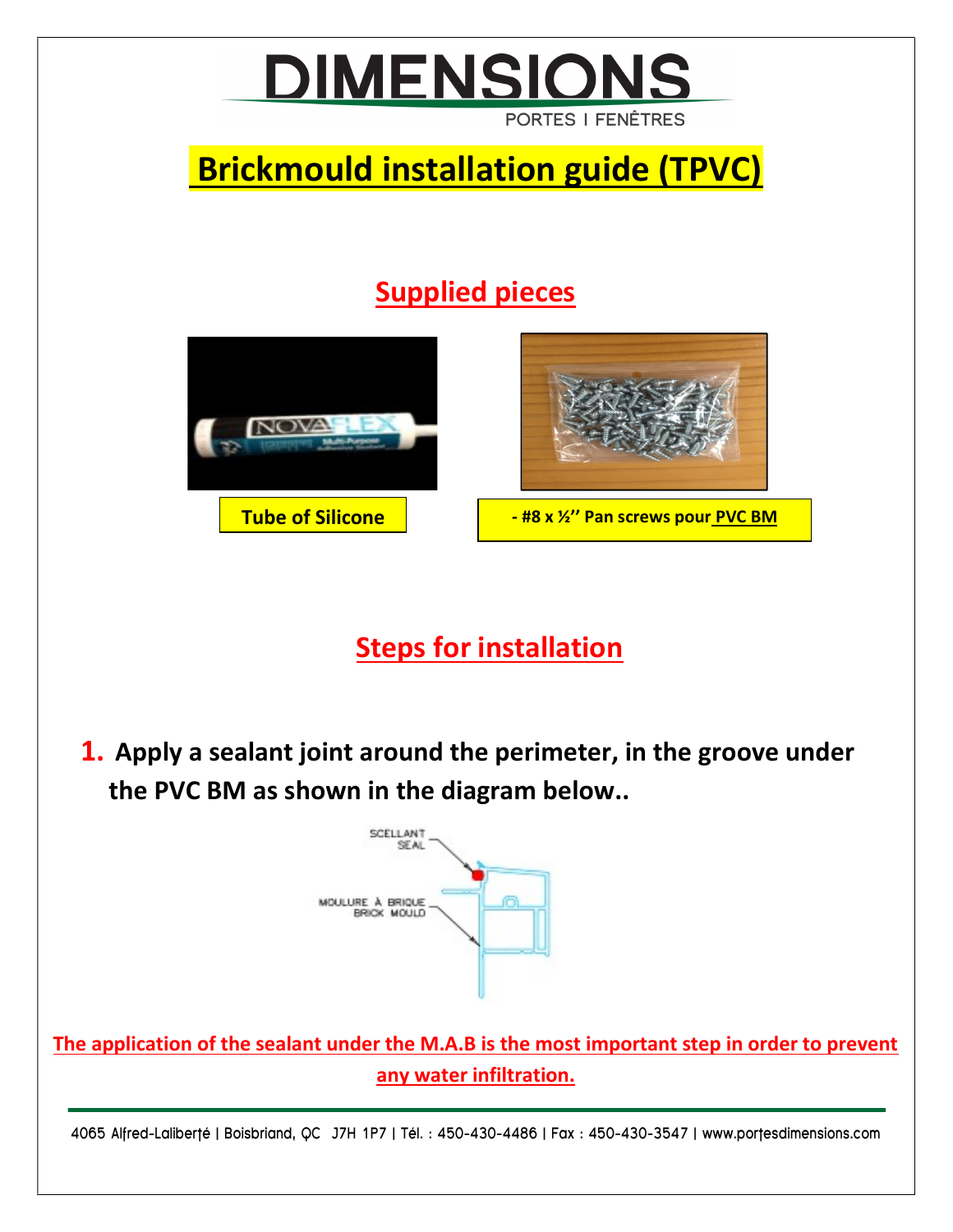# DIMENSIONS

PORTES I FENÊTRES

# Brickmould installation guide (TPVC)

## Supplied pieces

**Tube of Silicone**

**- #8 x ½'' Pan screws pour PVC BM**

## Steps for installation

**1. Apply a sealant joint around the perimeter, in the groove under the PVC BM as shown in the diagram below..**

SCELLANT
SEAL

MOULURE À BRIQUE
BRICK MOULD

**The application of the sealant under the M.A.B is the most important step in order to prevent any water infiltration.**

4065 Alfred-Laliberté | Boisbriand, QC J7H 1P7 | Tél. : 450-430-4486 | Fax : 450-430-3547 | www.portesdimensions.com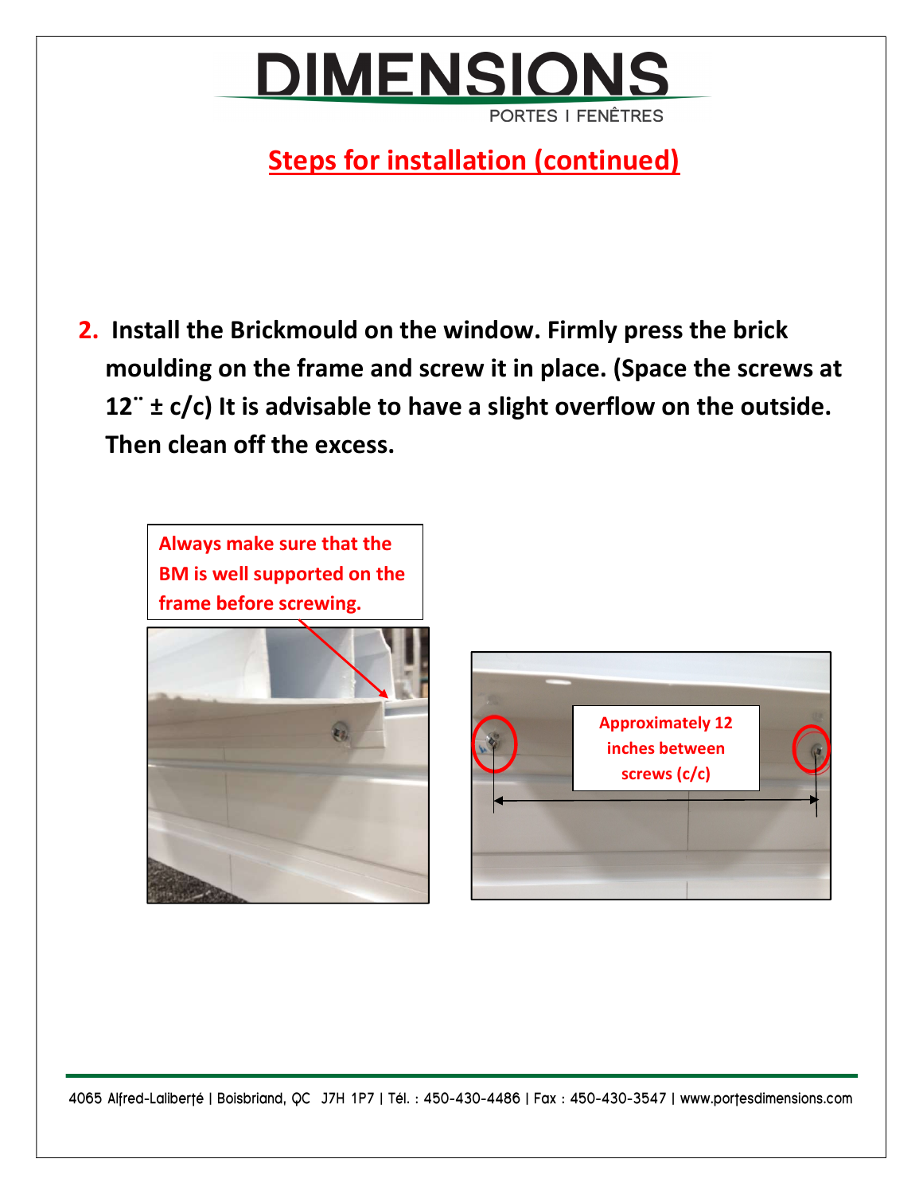## Steps for installation (continued)

**2. Install the Brickmould on the window. Firmly press the brick moulding on the frame and screw it in place. (Space the screws at 12¨ ± c/c) It is advisable to have a slight overflow on the outside. Then clean off the excess.**

**Always make sure that the BM is well supported on the frame before screwing.**

**Approximately 12 inches between screws (c/c)**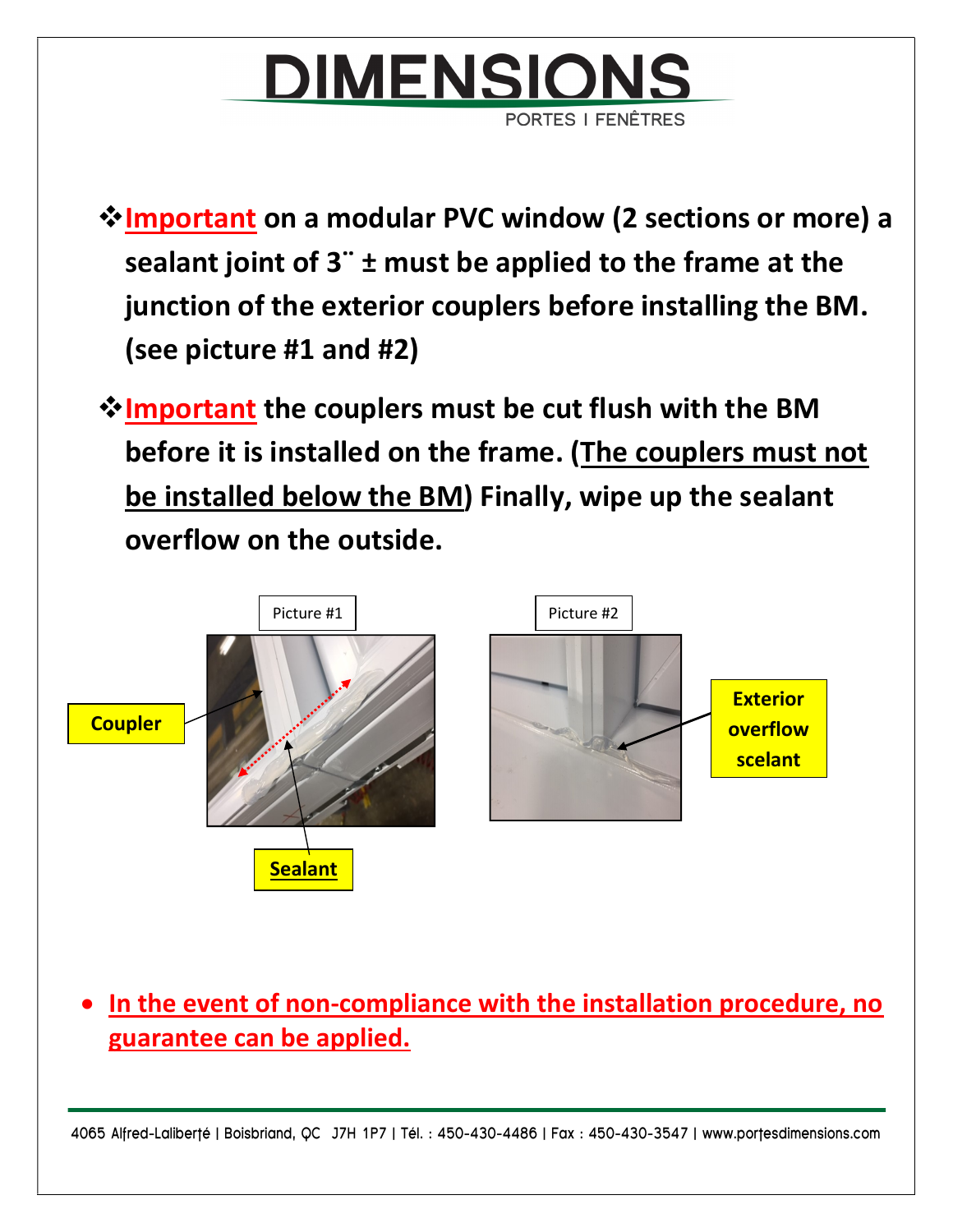# DIMENSIONS

PORTES I FENÊTRES

- **Important on a modular PVC window (2 sections or more) a sealant joint of 3¨ ± must be applied to the frame at the junction of the exterior couplers before installing the BM. (see picture #1 and #2)**
- **Important the couplers must be cut flush with the BM before it is installed on the frame. (The couplers must not be installed below the BM) Finally, wipe up the sealant overflow on the outside.**

Picture #1

Coupler

Sealant

Picture #2

Exterior overflow scelant

- **In the event of non-compliance with the installation procedure, no guarantee can be applied.**

4065 Alfred-Laliberté | Boisbriand, QC J7H 1P7 | Tél. : 450-430-4486 | Fax : 450-430-3547 | www.portesdimensions.com